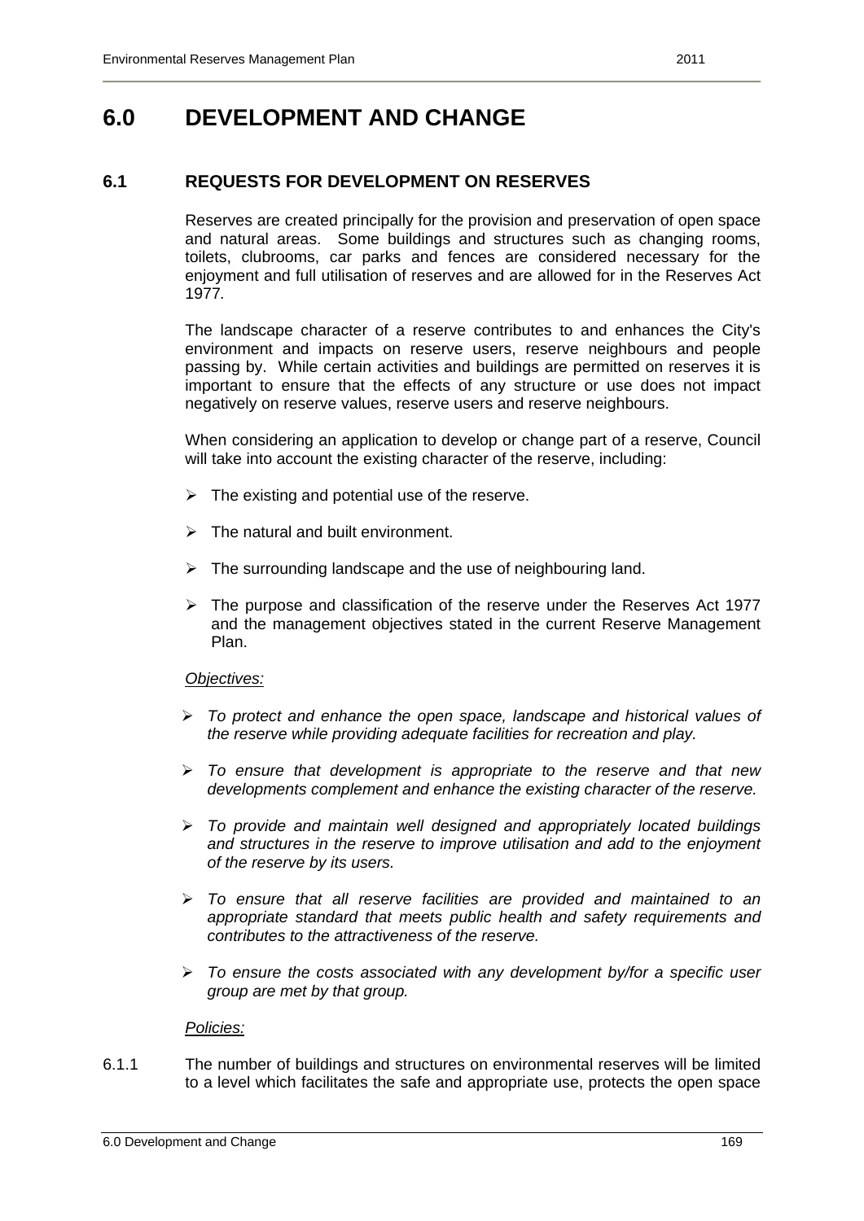# 6.0 DEVELOPMENT AND CHANGE

## 6.1 REQUESTS FOR DEVELOPMENT ON RESERVES

Reserves are created principally for the provision and preservation of open space and natural areas. Some buildings and structures such as changing rooms, toilets, clubrooms, car parks and fences are considered necessary for the enjoyment and full utilisation of reserves and are allowed for in the Reserves Act 1977.

The landscape character of a reserve contributes to and enhances the City's environment and impacts on reserve users, reserve neighbours and people passing by. While certain activities and buildings are permitted on reserves it is important to ensure that the effects of any structure or use does not impact negatively on reserve values, reserve users and reserve neighbours.

When considering an application to develop or change part of a reserve, Council will take into account the existing character of the reserve, including:

- The existing and potential use of the reserve.
- The natural and built environment.
- The surrounding landscape and the use of neighbouring land.
- The purpose and classification of the reserve under the Reserves Act 1977 and the management objectives stated in the current Reserve Management Plan.

*Objectives:*

- *To protect and enhance the open space, landscape and historical values of the reserve while providing adequate facilities for recreation and play.*
- *To ensure that development is appropriate to the reserve and that new developments complement and enhance the existing character of the reserve.*
- *To provide and maintain well designed and appropriately located buildings and structures in the reserve to improve utilisation and add to the enjoyment of the reserve by its users.*
- *To ensure that all reserve facilities are provided and maintained to an appropriate standard that meets public health and safety requirements and contributes to the attractiveness of the reserve.*
- *To ensure the costs associated with any development by/for a specific user group are met by that group.*

*Policies:*

6.1.1 The number of buildings and structures on environmental reserves will be limited to a level which facilitates the safe and appropriate use, protects the open space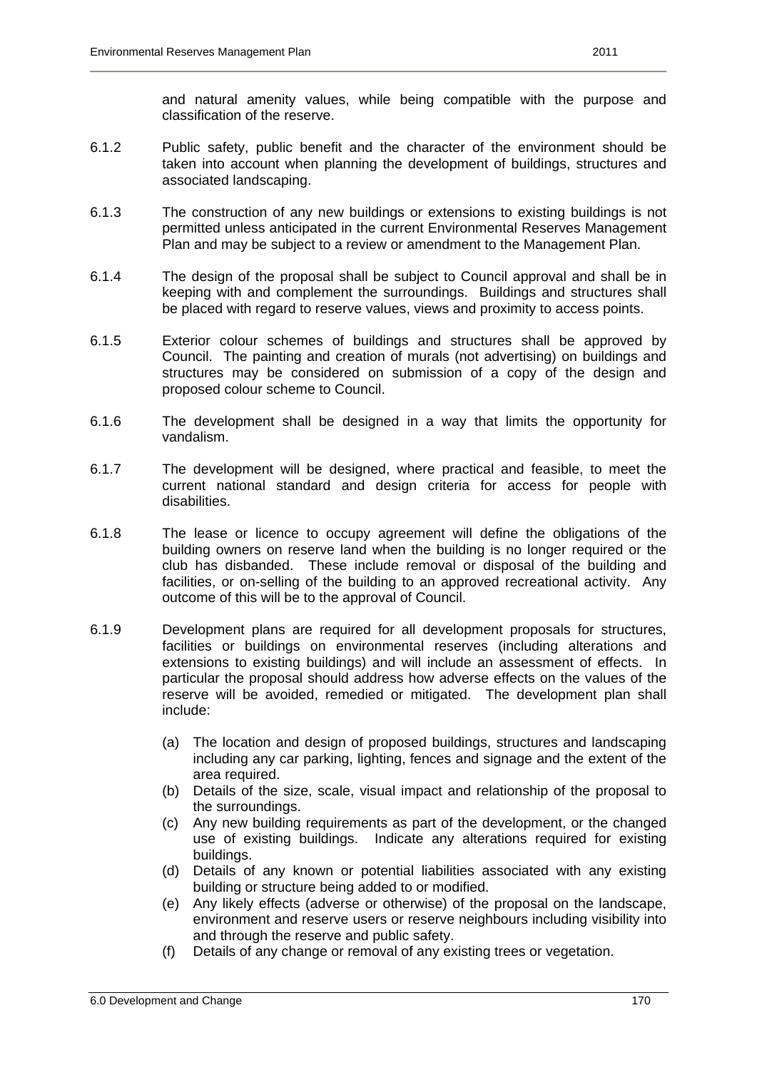and natural amenity values, while being compatible with the purpose and classification of the reserve.

6.1.2 Public safety, public benefit and the character of the environment should be taken into account when planning the development of buildings, structures and associated landscaping.

6.1.3 The construction of any new buildings or extensions to existing buildings is not permitted unless anticipated in the current Environmental Reserves Management Plan and may be subject to a review or amendment to the Management Plan.

6.1.4 The design of the proposal shall be subject to Council approval and shall be in keeping with and complement the surroundings. Buildings and structures shall be placed with regard to reserve values, views and proximity to access points.

6.1.5 Exterior colour schemes of buildings and structures shall be approved by Council. The painting and creation of murals (not advertising) on buildings and structures may be considered on submission of a copy of the design and proposed colour scheme to Council.

6.1.6 The development shall be designed in a way that limits the opportunity for vandalism.

6.1.7 The development will be designed, where practical and feasible, to meet the current national standard and design criteria for access for people with disabilities.

6.1.8 The lease or licence to occupy agreement will define the obligations of the building owners on reserve land when the building is no longer required or the club has disbanded. These include removal or disposal of the building and facilities, or on-selling of the building to an approved recreational activity. Any outcome of this will be to the approval of Council.

6.1.9 Development plans are required for all development proposals for structures, facilities or buildings on environmental reserves (including alterations and extensions to existing buildings) and will include an assessment of effects. In particular the proposal should address how adverse effects on the values of the reserve will be avoided, remedied or mitigated. The development plan shall include:

(a) The location and design of proposed buildings, structures and landscaping including any car parking, lighting, fences and signage and the extent of the area required.
(b) Details of the size, scale, visual impact and relationship of the proposal to the surroundings.
(c) Any new building requirements as part of the development, or the changed use of existing buildings. Indicate any alterations required for existing buildings.
(d) Details of any known or potential liabilities associated with any existing building or structure being added to or modified.
(e) Any likely effects (adverse or otherwise) of the proposal on the landscape, environment and reserve users or reserve neighbours including visibility into and through the reserve and public safety.
(f) Details of any change or removal of any existing trees or vegetation.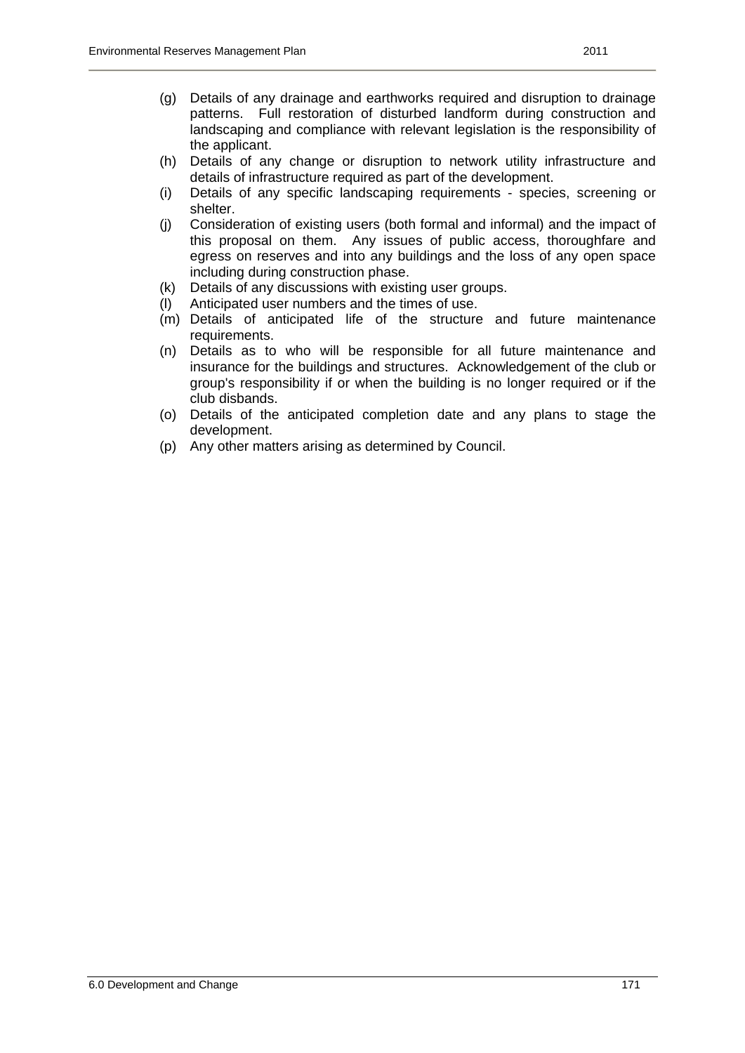(g) Details of any drainage and earthworks required and disruption to drainage patterns. Full restoration of disturbed landform during construction and landscaping and compliance with relevant legislation is the responsibility of the applicant.
(h) Details of any change or disruption to network utility infrastructure and details of infrastructure required as part of the development.
(i) Details of any specific landscaping requirements - species, screening or shelter.
(j) Consideration of existing users (both formal and informal) and the impact of this proposal on them. Any issues of public access, thoroughfare and egress on reserves and into any buildings and the loss of any open space including during construction phase.
(k) Details of any discussions with existing user groups.
(l) Anticipated user numbers and the times of use.
(m) Details of anticipated life of the structure and future maintenance requirements.
(n) Details as to who will be responsible for all future maintenance and insurance for the buildings and structures. Acknowledgement of the club or group's responsibility if or when the building is no longer required or if the club disbands.
(o) Details of the anticipated completion date and any plans to stage the development.
(p) Any other matters arising as determined by Council.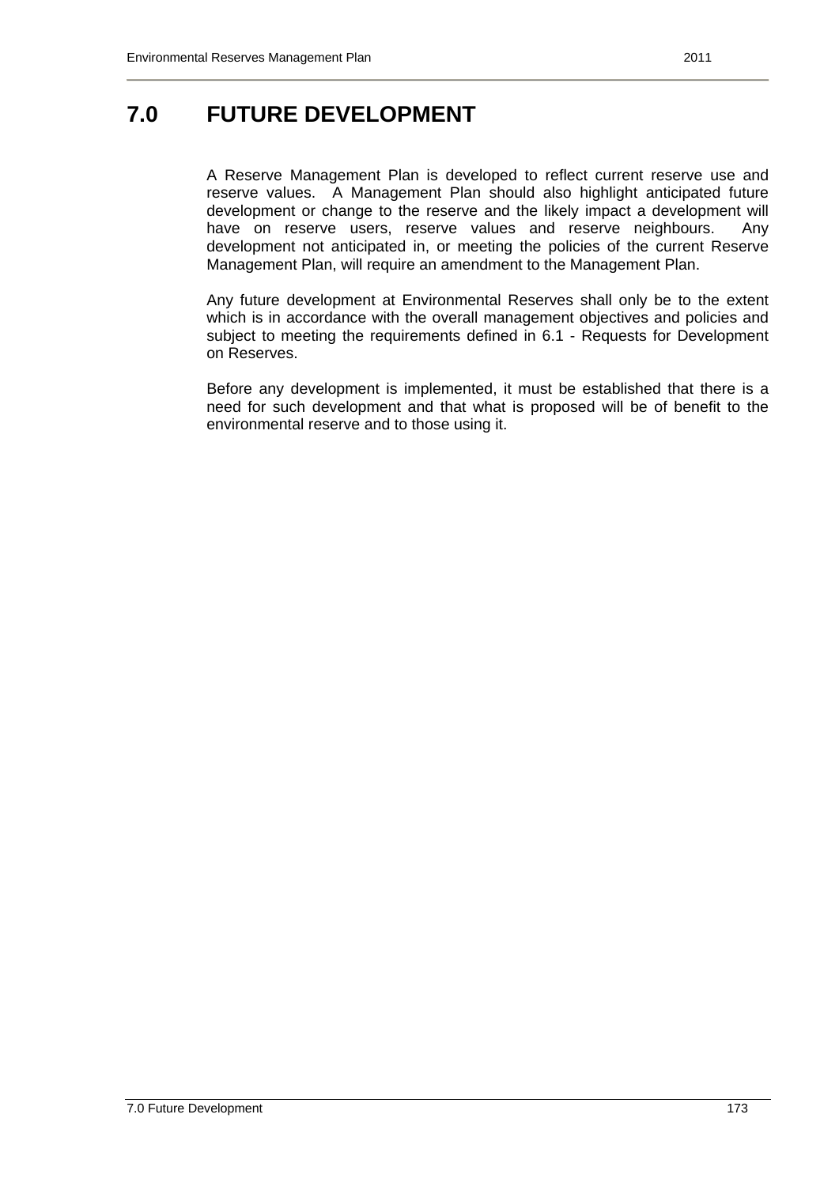# 7.0 FUTURE DEVELOPMENT

A Reserve Management Plan is developed to reflect current reserve use and reserve values. A Management Plan should also highlight anticipated future development or change to the reserve and the likely impact a development will have on reserve users, reserve values and reserve neighbours. Any development not anticipated in, or meeting the policies of the current Reserve Management Plan, will require an amendment to the Management Plan.

Any future development at Environmental Reserves shall only be to the extent which is in accordance with the overall management objectives and policies and subject to meeting the requirements defined in 6.1 - Requests for Development on Reserves.

Before any development is implemented, it must be established that there is a need for such development and that what is proposed will be of benefit to the environmental reserve and to those using it.